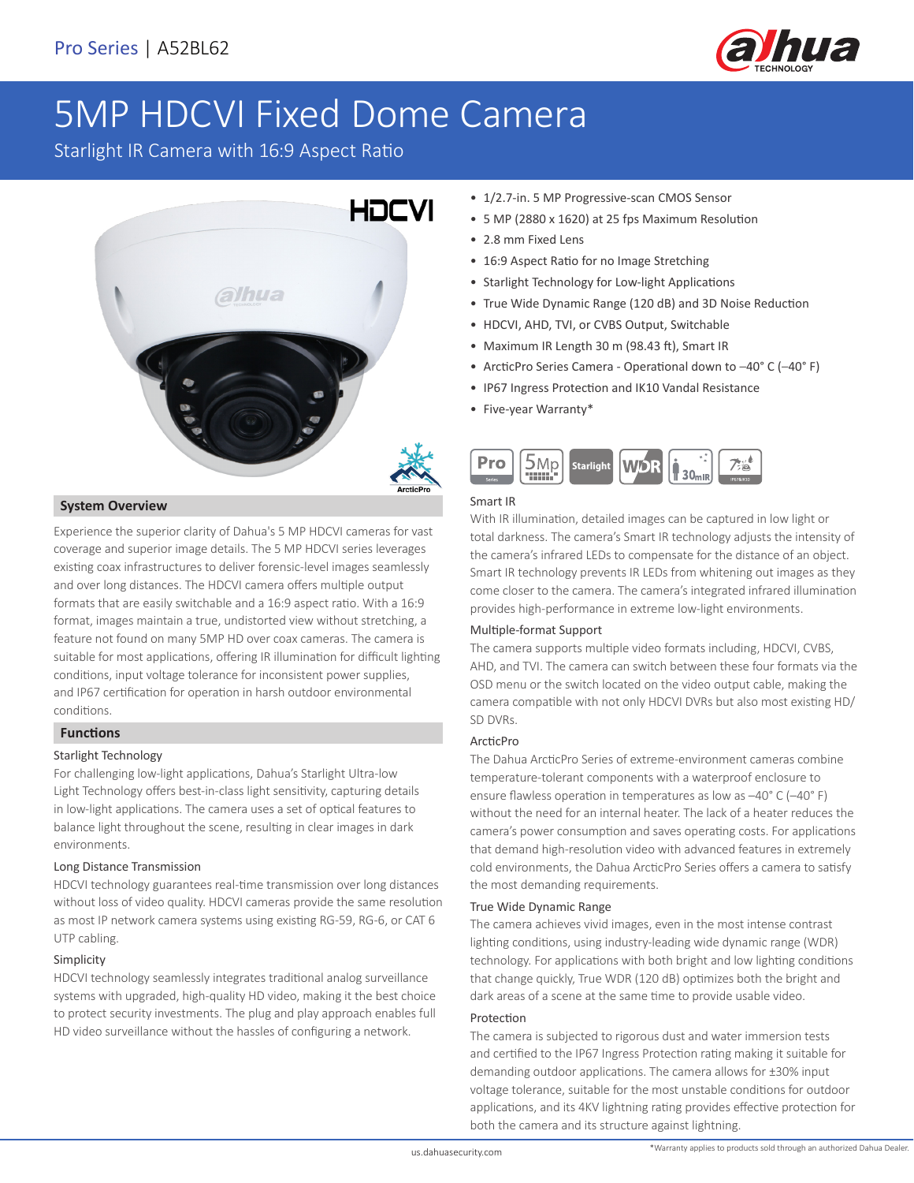Pro Series | A52BL62

# 5MP HDCVI Fixed Dome Camera

Starlight IR Camera with 16:9 Aspect Ratio

- 1/2.7-in. 5 MP Progressive-scan CMOS Sensor
- 5 MP (2880 x 1620) at 25 fps Maximum Resolution
- 2.8 mm Fixed Lens
- 16:9 Aspect Ratio for no Image Stretching
- Starlight Technology for Low-light Applications
- True Wide Dynamic Range (120 dB) and 3D Noise Reduction
- HDCVI, AHD, TVI, or CVBS Output, Switchable
- Maximum IR Length 30 m (98.43 ft), Smart IR
- ArcticPro Series Camera - Operational down to –40° C (–40° F)
- IP67 Ingress Protection and IK10 Vandal Resistance
- Five-year Warranty*

## System Overview

Experience the superior clarity of Dahua's 5 MP HDCVI cameras for vast coverage and superior image details. The 5 MP HDCVI series leverages existing coax infrastructures to deliver forensic-level images seamlessly and over long distances. The HDCVI camera offers multiple output formats that are easily switchable and a 16:9 aspect ratio. With a 16:9 format, images maintain a true, undistorted view without stretching, a feature not found on many 5MP HD over coax cameras. The camera is suitable for most applications, offering IR illumination for difficult lighting conditions, input voltage tolerance for inconsistent power supplies, and IP67 certification for operation in harsh outdoor environmental conditions.

## Functions

### Starlight Technology

For challenging low-light applications, Dahua's Starlight Ultra-low Light Technology offers best-in-class light sensitivity, capturing details in low-light applications. The camera uses a set of optical features to balance light throughout the scene, resulting in clear images in dark environments.

### Long Distance Transmission

HDCVI technology guarantees real-time transmission over long distances without loss of video quality. HDCVI cameras provide the same resolution as most IP network camera systems using existing RG-59, RG-6, or CAT 6 UTP cabling.

### Simplicity

HDCVI technology seamlessly integrates traditional analog surveillance systems with upgraded, high-quality HD video, making it the best choice to protect security investments. The plug and play approach enables full HD video surveillance without the hassles of configuring a network.

### Smart IR

With IR illumination, detailed images can be captured in low light or total darkness. The camera's Smart IR technology adjusts the intensity of the camera's infrared LEDs to compensate for the distance of an object. Smart IR technology prevents IR LEDs from whitening out images as they come closer to the camera. The camera's integrated infrared illumination provides high-performance in extreme low-light environments.

### Multiple-format Support

The camera supports multiple video formats including, HDCVI, CVBS, AHD, and TVI. The camera can switch between these four formats via the OSD menu or the switch located on the video output cable, making the camera compatible with not only HDCVI DVRs but also most existing HD/SD DVRs.

### ArcticPro

The Dahua ArcticPro Series of extreme-environment cameras combine temperature-tolerant components with a waterproof enclosure to ensure flawless operation in temperatures as low as –40° C (–40° F) without the need for an internal heater. The lack of a heater reduces the camera's power consumption and saves operating costs. For applications that demand high-resolution video with advanced features in extremely cold environments, the Dahua ArcticPro Series offers a camera to satisfy the most demanding requirements.

### True Wide Dynamic Range

The camera achieves vivid images, even in the most intense contrast lighting conditions, using industry-leading wide dynamic range (WDR) technology. For applications with both bright and low lighting conditions that change quickly, True WDR (120 dB) optimizes both the bright and dark areas of a scene at the same time to provide usable video.

### Protection

The camera is subjected to rigorous dust and water immersion tests and certified to the IP67 Ingress Protection rating making it suitable for demanding outdoor applications. The camera allows for ±30% input voltage tolerance, suitable for the most unstable conditions for outdoor applications, and its 4KV lightning rating provides effective protection for both the camera and its structure against lightning.

us.dahuasecurity.com

*Warranty applies to products sold through an authorized Dahua Dealer.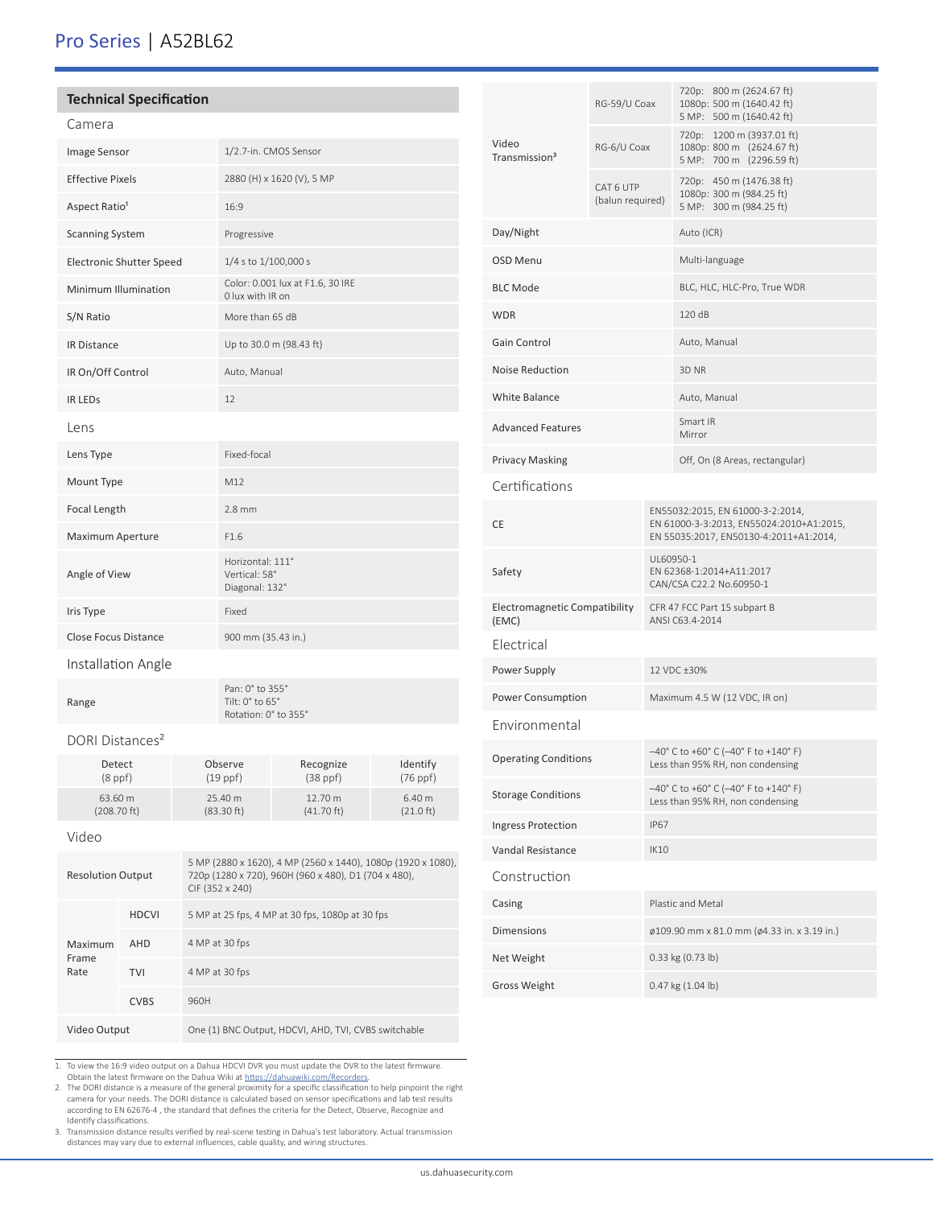## Technical Specification

### Camera

| | |
|---|---|
| Image Sensor | 1/2.7-in. CMOS Sensor |
| Effective Pixels | 2880 (H) x 1620 (V), 5 MP |
| Aspect Ratio[1] | 16:9 |
| Scanning System | Progressive |
| Electronic Shutter Speed | 1/4 s to 1/100,000 s |
| Minimum Illumination | Color: 0.001 lux at F1.6, 30 IRE<br>0 lux with IR on |
| S/N Ratio | More than 65 dB |
| IR Distance | Up to 30.0 m (98.43 ft) |
| IR On/Off Control | Auto, Manual |
| IR LEDs | 12 |

### Lens

| | |
|---|---|
| Lens Type | Fixed-focal |
| Mount Type | M12 |
| Focal Length | 2.8 mm |
| Maximum Aperture | F1.6 |
| Angle of View | Horizontal: 111°<br>Vertical: 58°<br>Diagonal: 132° |
| Iris Type | Fixed |
| Close Focus Distance | 900 mm (35.43 in.) |

### Installation Angle

| | |
|---|---|
| Range | Pan: 0° to 355°<br>Tilt: 0° to 65°<br>Rotation: 0° to 355° |

### DORI Distances[2]

| Detect (8 ppf) | Observe (19 ppf) | Recognize (38 ppf) | Identify (76 ppf) |
|---|---|---|---|
| 63.60 m (208.70 ft) | 25.40 m (83.30 ft) | 12.70 m (41.70 ft) | 6.40 m (21.0 ft) |

### Video

| | | |
|---|---|---|
| Resolution Output | | 5 MP (2880 x 1620), 4 MP (2560 x 1440), 1080p (1920 x 1080), 720p (1280 x 720), 960H (960 x 480), D1 (704 x 480), CIF (352 x 240) |
| Maximum Frame Rate | HDCVI | 5 MP at 25 fps, 4 MP at 30 fps, 1080p at 30 fps |
| | AHD | 4 MP at 30 fps |
| | TVI | 4 MP at 30 fps |
| | CVBS | 960H |
| Video Output | | One (1) BNC Output, HDCVI, AHD, TVI, CVBS switchable |

| | | |
|---|---|---|
| Video Transmission[3] | RG-59/U Coax | 720p: 800 m (2624.67 ft)<br>1080p: 500 m (1640.42 ft)<br>5 MP: 500 m (1640.42 ft) |
| | RG-6/U Coax | 720p: 1200 m (3937.01 ft)<br>1080p: 800 m (2624.67 ft)<br>5 MP: 700 m (2296.59 ft) |
| | CAT 6 UTP (balun required) | 720p: 450 m (1476.38 ft)<br>1080p: 300 m (984.25 ft)<br>5 MP: 300 m (984.25 ft) |
| Day/Night | | Auto (ICR) |
| OSD Menu | | Multi-language |
| BLC Mode | | BLC, HLC, HLC-Pro, True WDR |
| WDR | | 120 dB |
| Gain Control | | Auto, Manual |
| Noise Reduction | | 3D NR |
| White Balance | | Auto, Manual |
| Advanced Features | | Smart IR<br>Mirror |
| Privacy Masking | | Off, On (8 Areas, rectangular) |

### Certifications

| | |
|---|---|
| CE | EN55032:2015, EN 61000-3-2:2014, EN 61000-3-3:2013, EN55024:2010+A1:2015, EN 55035:2017, EN50130-4:2011+A1:2014, |
| Safety | UL60950-1<br>EN 62368-1:2014+A11:2017<br>CAN/CSA C22.2 No.60950-1 |
| Electromagnetic Compatibility (EMC) | CFR 47 FCC Part 15 subpart B<br>ANSI C63.4-2014 |

### Electrical

| | |
|---|---|
| Power Supply | 12 VDC ±30% |
| Power Consumption | Maximum 4.5 W (12 VDC, IR on) |

### Environmental

| | |
|---|---|
| Operating Conditions | –40° C to +60° C (–40° F to +140° F)<br>Less than 95% RH, non condensing |
| Storage Conditions | –40° C to +60° C (–40° F to +140° F)<br>Less than 95% RH, non condensing |
| Ingress Protection | IP67 |
| Vandal Resistance | IK10 |

### Construction

| | |
|---|---|
| Casing | Plastic and Metal |
| Dimensions | ø109.90 mm x 81.0 mm (ø4.33 in. x 3.19 in.) |
| Net Weight | 0.33 kg (0.73 lb) |
| Gross Weight | 0.47 kg (1.04 lb) |

1. To view the 16:9 video output on a Dahua HDCVI DVR you must update the DVR to the latest firmware. Obtain the latest firmware on the Dahua Wiki at https://dahuawiki.com/Recorders.
2. The DORI distance is a measure of the general proximity for a specific classification to help pinpoint the right camera for your needs. The DORI distance is calculated based on sensor specifications and lab test results according to EN 62676-4 , the standard that defines the criteria for the Detect, Observe, Recognize and Identify classifications.
3. Transmission distance results verified by real-scene testing in Dahua's test laboratory. Actual transmission distances may vary due to external influences, cable quality, and wiring structures.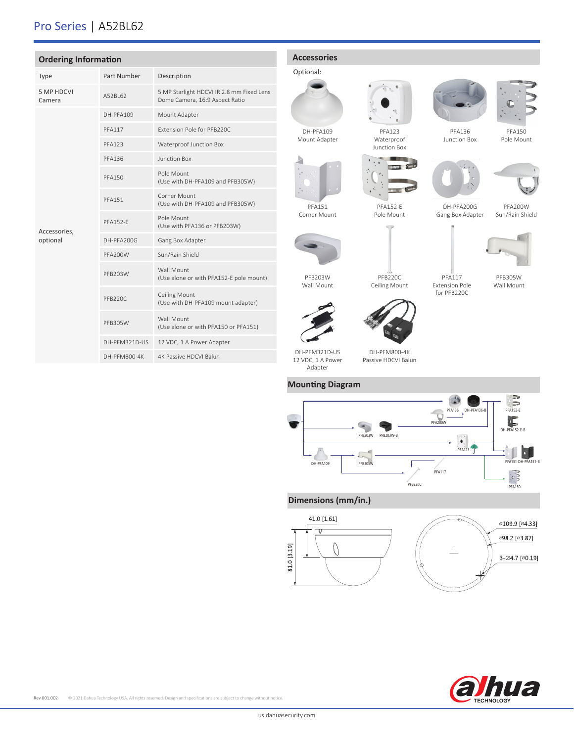## Ordering Information

| Type | Part Number | Description |
|---|---|---|
| 5 MP HDCVI Camera | A52BL62 | 5 MP Starlight HDCVI IR 2.8 mm Fixed Lens Dome Camera, 16:9 Aspect Ratio |
| Accessories, optional | DH-PFA109 | Mount Adapter |
| | PFA117 | Extension Pole for PFB220C |
| | PFA123 | Waterproof Junction Box |
| | PFA136 | Junction Box |
| | PFA150 | Pole Mount (Use with DH-PFA109 and PFB305W) |
| | PFA151 | Corner Mount (Use with DH-PFA109 and PFB305W) |
| | PFA152-E | Pole Mount (Use with PFA136 or PFB203W) |
| | DH-PFA200G | Gang Box Adapter |
| | PFA200W | Sun/Rain Shield |
| | PFB203W | Wall Mount (Use alone or with PFA152-E pole mount) |
| | PFB220C | Ceiling Mount (Use with DH-PFA109 mount adapter) |
| | PFB305W | Wall Mount (Use alone or with PFA150 or PFA151) |
| | DH-PFM321D-US | 12 VDC, 1 A Power Adapter |
| | DH-PFM800-4K | 4K Passive HDCVI Balun |

## Accessories

Optional:

DH-PFA109 Mount Adapter

PFA123 Waterproof Junction Box

PFA136 Junction Box

PFA150 Pole Mount

PFA151 Corner Mount

PFA152-E Pole Mount

DH-PFA200G Gang Box Adapter

PFA200W Sun/Rain Shield

PFB203W Wall Mount

PFB220C Ceiling Mount

PFA117 Extension Pole for PFB220C

PFB305W Wall Mount

DH-PFM321D-US 12 VDC, 1 A Power Adapter

DH-PFM800-4K Passive HDCVI Balun

## Mounting Diagram

PFA136 DH-PFA136-B
PFA200W
PFA152-E
DH-PFA152-E-B
PFB203W PFB203W-B
PFA123
DH-PFA109
PFB305W
PFA151 DH-PFA151-B
PFA117
PFB220C
PFA150

## Dimensions (mm/in.)

41.0 [1.61]
81.0 [3.19]
⌀109.9 [⌀4.33]
⌀98.2 [⌀3.87]
3-⌀4.7 [⌀0.19]

Rev 001.002 © 2021 Dahua Technology USA. All rights reserved. Design and specifications are subject to change without notice.

us.dahuasecurity.com